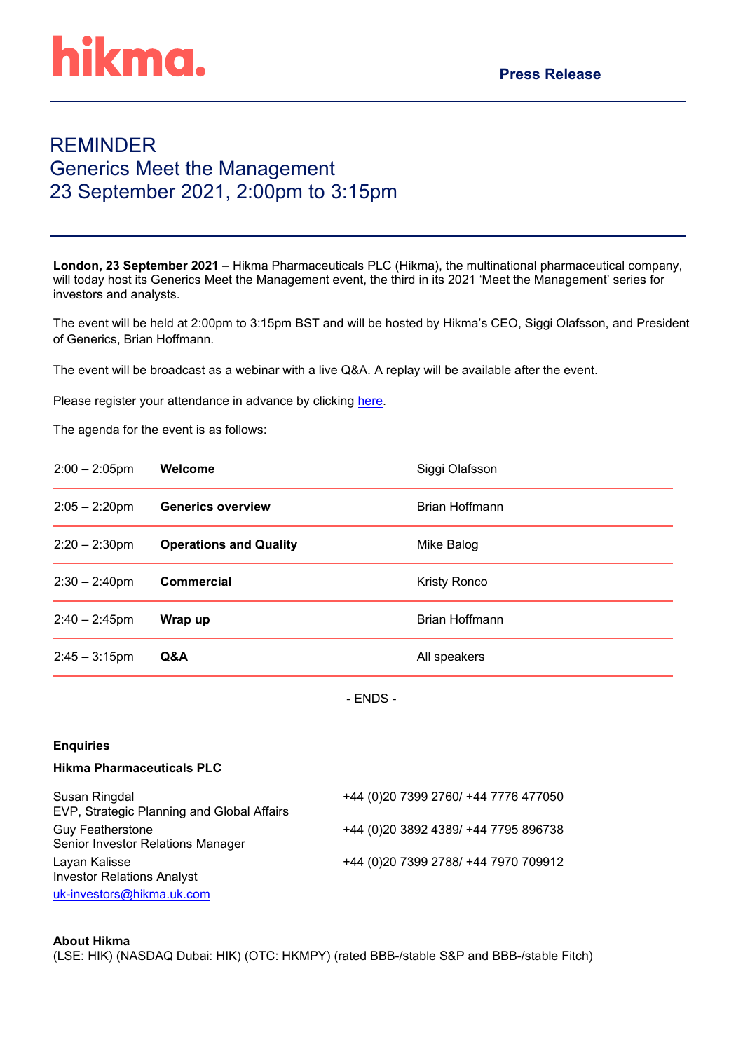hikma.

**Press Release**

# REMINDER
# Generics Meet the Management
# 23 September 2021, 2:00pm to 3:15pm

**London, 23 September 2021** – Hikma Pharmaceuticals PLC (Hikma), the multinational pharmaceutical company, will today host its Generics Meet the Management event, the third in its 2021 'Meet the Management' series for investors and analysts.

The event will be held at 2:00pm to 3:15pm BST and will be hosted by Hikma's CEO, Siggi Olafsson, and President of Generics, Brian Hoffmann.

The event will be broadcast as a webinar with a live Q&A. A replay will be available after the event.

Please register your attendance in advance by clicking here.

The agenda for the event is as follows:

| | | |
|---|---|---|
| 2:00 – 2:05pm | **Welcome** | Siggi Olafsson |
| 2:05 – 2:20pm | **Generics overview** | Brian Hoffmann |
| 2:20 – 2:30pm | **Operations and Quality** | Mike Balog |
| 2:30 – 2:40pm | **Commercial** | Kristy Ronco |
| 2:40 – 2:45pm | **Wrap up** | Brian Hoffmann |
| 2:45 – 3:15pm | **Q&A** | All speakers |

- ENDS -

**Enquiries**

**Hikma Pharmaceuticals PLC**

| | |
|---|---|
| Susan Ringdal<br>EVP, Strategic Planning and Global Affairs | +44 (0)20 7399 2760/ +44 7776 477050 |
| Guy Featherstone<br>Senior Investor Relations Manager | +44 (0)20 3892 4389/ +44 7795 896738 |
| Layan Kalisse<br>Investor Relations Analyst | +44 (0)20 7399 2788/ +44 7970 709912 |

uk-investors@hikma.uk.com

**About Hikma**

(LSE: HIK) (NASDAQ Dubai: HIK) (OTC: HKMPY) (rated BBB-/stable S&P and BBB-/stable Fitch)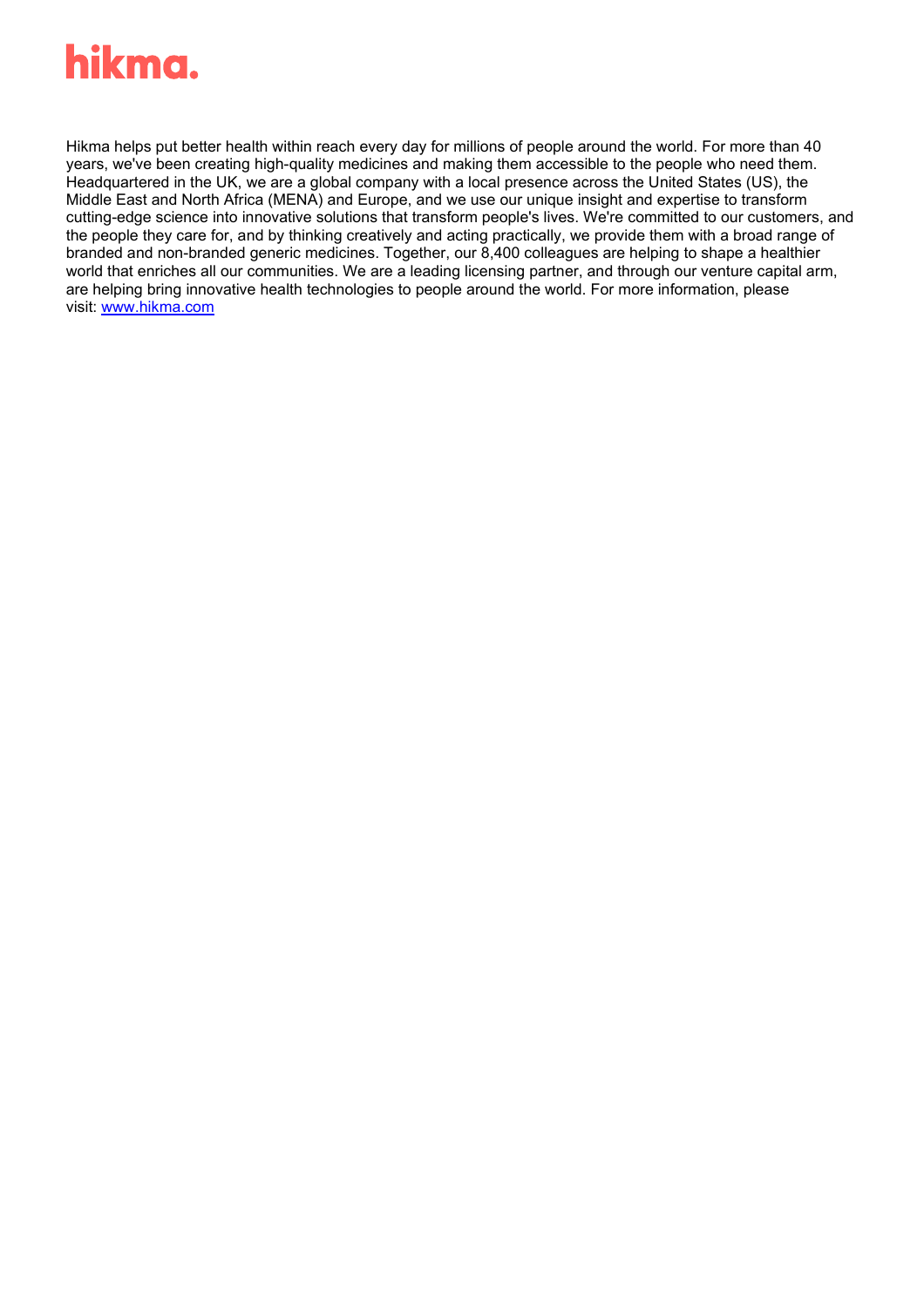hikma.

Hikma helps put better health within reach every day for millions of people around the world. For more than 40 years, we've been creating high-quality medicines and making them accessible to the people who need them. Headquartered in the UK, we are a global company with a local presence across the United States (US), the Middle East and North Africa (MENA) and Europe, and we use our unique insight and expertise to transform cutting-edge science into innovative solutions that transform people's lives. We're committed to our customers, and the people they care for, and by thinking creatively and acting practically, we provide them with a broad range of branded and non-branded generic medicines. Together, our 8,400 colleagues are helping to shape a healthier world that enriches all our communities. We are a leading licensing partner, and through our venture capital arm, are helping bring innovative health technologies to people around the world. For more information, please visit: [www.hikma.com](http://www.hikma.com)